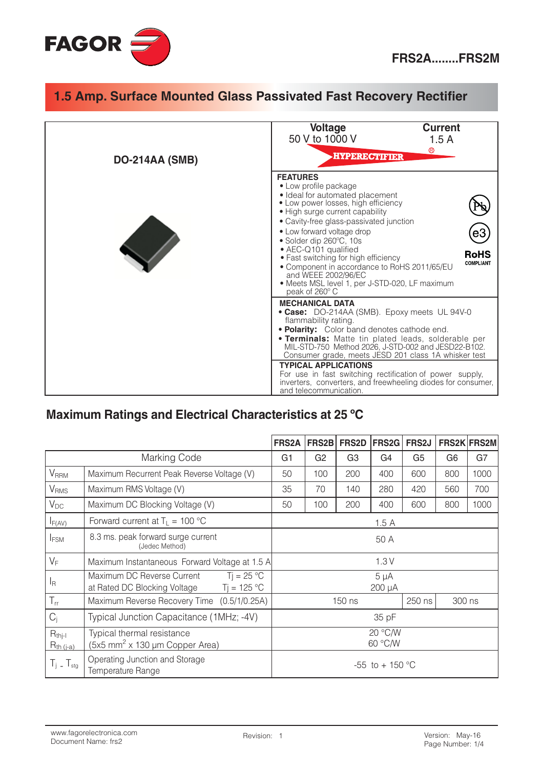**FRS2A........FRS2M**

# 1.5 Amp. Surface Mounted Glass Passivated Fast Recovery Rectifier

**DO-214AA (SMB)**

**Voltage** 50 V to 1000 V

**Current** 1.5 A

HYPERECTIFIER®

**FEATURES**

- Low profile package
- Ideal for automated placement
- Low power losses, high efficiency
- High surge current capability
- Cavity-free glass-passivated junction
- Low forward voltage drop
- Solder dip 260ºC, 10s
- AEC-Q101 qualified
- Fast switching for high efficiency
- Component in accordance to RoHS 2011/65/EU and WEEE 2002/96/EC
- Meets MSL level 1, per J-STD-020, LF maximum peak of 260° C

RoHS COMPLIANT

**MECHANICAL DATA**

- **Case:** DO-214AA (SMB). Epoxy meets UL 94V-0 flammability rating.
- **Polarity:** Color band denotes cathode end.
- **Terminals:** Matte tin plated leads, solderable per MIL-STD-750 Method 2026, J-STD-002 and JESD22-B102. Consumer grade, meets JESD 201 class 1A whisker test

**TYPICAL APPLICATIONS**

For use in fast switching rectification of power supply, inverters, converters, and freewheeling diodes for consumer, and telecommunication.

## Maximum Ratings and Electrical Characteristics at 25 ºC

| | | FRS2A | FRS2B | FRS2D | FRS2G | FRS2J | FRS2K | FRS2M |
|---|---|---|---|---|---|---|---|---|
| | Marking Code | G1 | G2 | G3 | G4 | G5 | G6 | G7 |
| $V_{RRM}$ | Maximum Recurrent Peak Reverse Voltage (V) | 50 | 100 | 200 | 400 | 600 | 800 | 1000 |
| $V_{RMS}$ | Maximum RMS Voltage (V) | 35 | 70 | 140 | 280 | 420 | 560 | 700 |
| $V_{DC}$ | Maximum DC Blocking Voltage (V) | 50 | 100 | 200 | 400 | 600 | 800 | 1000 |
| $I_{F(AV)}$ | Forward current at $T_L$ = 100 °C | 1.5 A | | | | | | |
| $I_{FSM}$ | 8.3 ms. peak forward surge current (Jedec Method) | 50 A | | | | | | |
| $V_F$ | Maximum Instantaneous Forward Voltage at 1.5 A | 1.3 V | | | | | | |
| $I_R$ | Maximum DC Reverse Current at Rated DC Blocking Voltage, Tj = 25 °C / Tj = 125 °C | 5 µA / 200 µA | | | | | | |
| $T_{rr}$ | Maximum Reverse Recovery Time (0.5/1/0.25A) | 150 ns | | | | 250 ns | 300 ns | |
| $C_j$ | Typical Junction Capacitance (1MHz; -4V) | 35 pF | | | | | | |
| $R_{thj-l}$ / $R_{th\,(j-a)}$ | Typical thermal resistance (5x5 mm$^2$ x 130 µm Copper Area) | 20 °C/W / 60 °C/W | | | | | | |
| $T_j$ - $T_{stg}$ | Operating Junction and Storage Temperature Range | -55 to + 150 °C | | | | | | |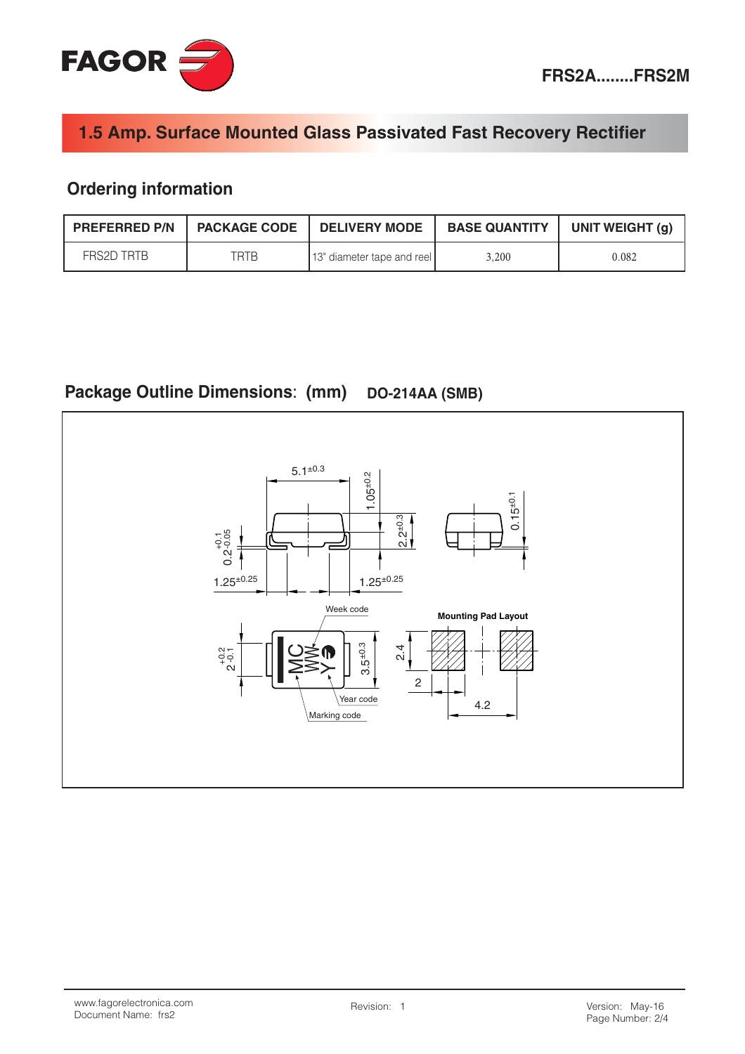## 1.5 Amp. Surface Mounted Glass Passivated Fast Recovery Rectifier

## Ordering information

| PREFERRED P/N | PACKAGE CODE | DELIVERY MODE | BASE QUANTITY | UNIT WEIGHT (g) |
|---|---|---|---|---|
| FRS2D TRTB | TRTB | 13" diameter tape and reel | 3,200 | 0.082 |

## Package Outline Dimensions: (mm) DO-214AA (SMB)

$5.1^{\pm0.3}$

$1.05^{\pm0.2}$

$2.2^{\pm0.3}$

$0.15^{\pm0.1}$

$0.2^{+0.1}_{-0.05}$

$1.25^{\pm0.25}$

$1.25^{\pm0.25}$

Week code

$2^{+0.2}_{-0.1}$

MC WW Y

$3.5^{\pm0.3}$

Year code

Marking code

**Mounting Pad Layout**

2.4

2

4.2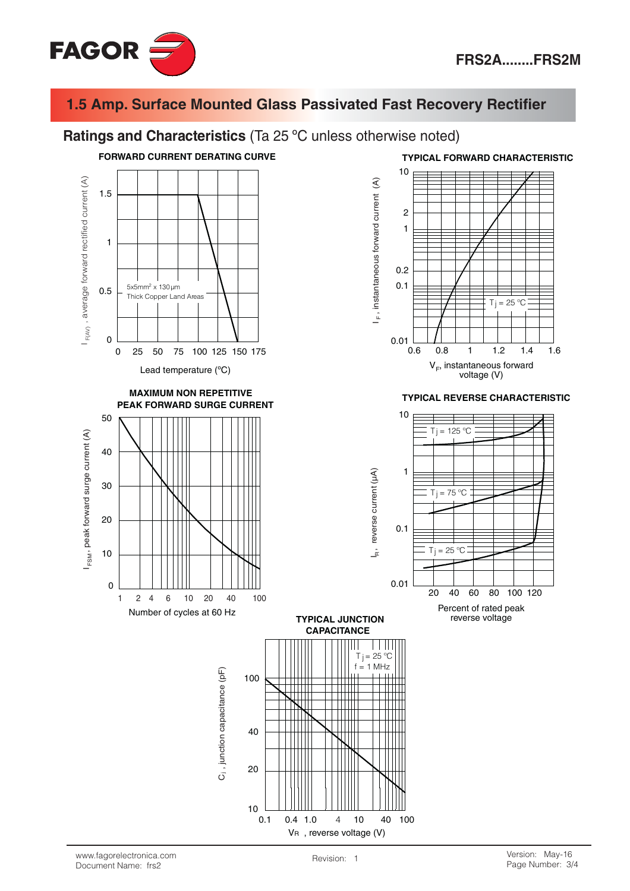# 1.5 Amp. Surface Mounted Glass Passivated Fast Recovery Rectifier

## Ratings and Characteristics (Ta 25 °C unless otherwise noted)

**FORWARD CURRENT DERATING CURVE**

$I_{F(AV)}$, average forward rectified current (A)

5x5mm² x 130 µm
Thick Copper Land Areas

Lead temperature (ºC)

**TYPICAL FORWARD CHARACTERISTIC**

$I_F$, instantaneous forward current (A)

Tj = 25 ºC

$V_F$, instantaneous forward voltage (V)

**MAXIMUM NON REPETITIVE PEAK FORWARD SURGE CURRENT**

$I_{FSM}$, peak forward surge current (A)

Number of cycles at 60 Hz

**TYPICAL REVERSE CHARACTERISTIC**

$I_R$, reverse current (µA)

Tj = 125 ºC

Tj = 75 ºC

Tj = 25 ºC

Percent of rated peak reverse voltage

**TYPICAL JUNCTION CAPACITANCE**

$C_j$, junction capacitance (pF)

Tj = 25 ºC
f = 1 MHz

$V_R$, reverse voltage (V)

www.fagorelectronica.com
Document Name: frs2

Revision: 1

Version: May-16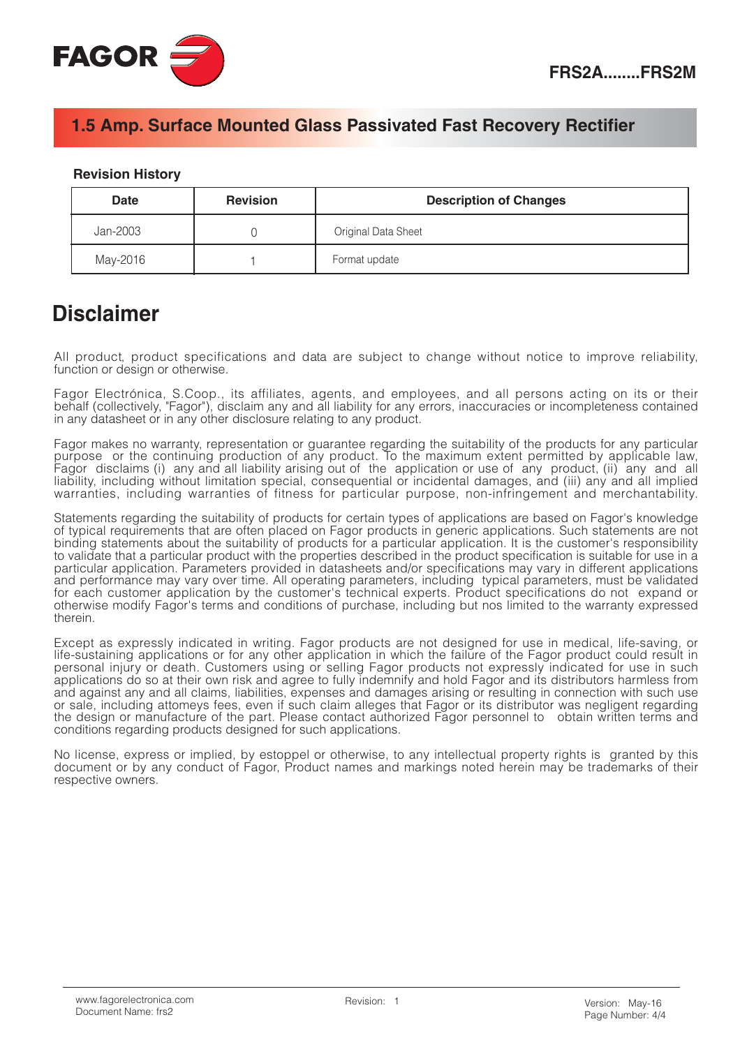## 1.5 Amp. Surface Mounted Glass Passivated Fast Recovery Rectifier

### Revision History

| Date | Revision | Description of Changes |
|---|---|---|
| Jan-2003 | 0 | Original Data Sheet |
| May-2016 | 1 | Format update |

# Disclaimer

All product, product specifications and data are subject to change without notice to improve reliability, function or design or otherwise.

Fagor Electrónica, S.Coop., its affiliates, agents, and employees, and all persons acting on its or their behalf (collectively, "Fagor"), disclaim any and all liability for any errors, inaccuracies or incompleteness contained in any datasheet or in any other disclosure relating to any product.

Fagor makes no warranty, representation or guarantee regarding the suitability of the products for any particular purpose or the continuing production of any product. To the maximum extent permitted by applicable law, Fagor disclaims (i) any and all liability arising out of the application or use of any product, (ii) any and all liability, including without limitation special, consequential or incidental damages, and (iii) any and all implied warranties, including warranties of fitness for particular purpose, non-infringement and merchantability.

Statements regarding the suitability of products for certain types of applications are based on Fagor's knowledge of typical requirements that are often placed on Fagor products in generic applications. Such statements are not binding statements about the suitability of products for a particular application. It is the customer's responsibility to validate that a particular product with the properties described in the product specification is suitable for use in a particular application. Parameters provided in datasheets and/or specifications may vary in different applications and performance may vary over time. All operating parameters, including typical parameters, must be validated for each customer application by the customer's technical experts. Product specifications do not expand or otherwise modify Fagor's terms and conditions of purchase, including but nos limited to the warranty expressed therein.

Except as expressly indicated in writing. Fagor products are not designed for use in medical, life-saving, or life-sustaining applications or for any other application in which the failure of the Fagor product could result in personal injury or death. Customers using or selling Fagor products not expressly indicated for use in such applications do so at their own risk and agree to fully indemnify and hold Fagor and its distributors harmless from and against any and all claims, liabilities, expenses and damages arising or resulting in connection with such use or sale, including attomeys fees, even if such claim alleges that Fagor or its distributor was negligent regarding the design or manufacture of the part. Please contact authorized Fagor personnel to obtain written terms and conditions regarding products designed for such applications.

No license, express or implied, by estoppel or otherwise, to any intellectual property rights is granted by this document or by any conduct of Fagor, Product names and markings noted herein may be trademarks of their respective owners.